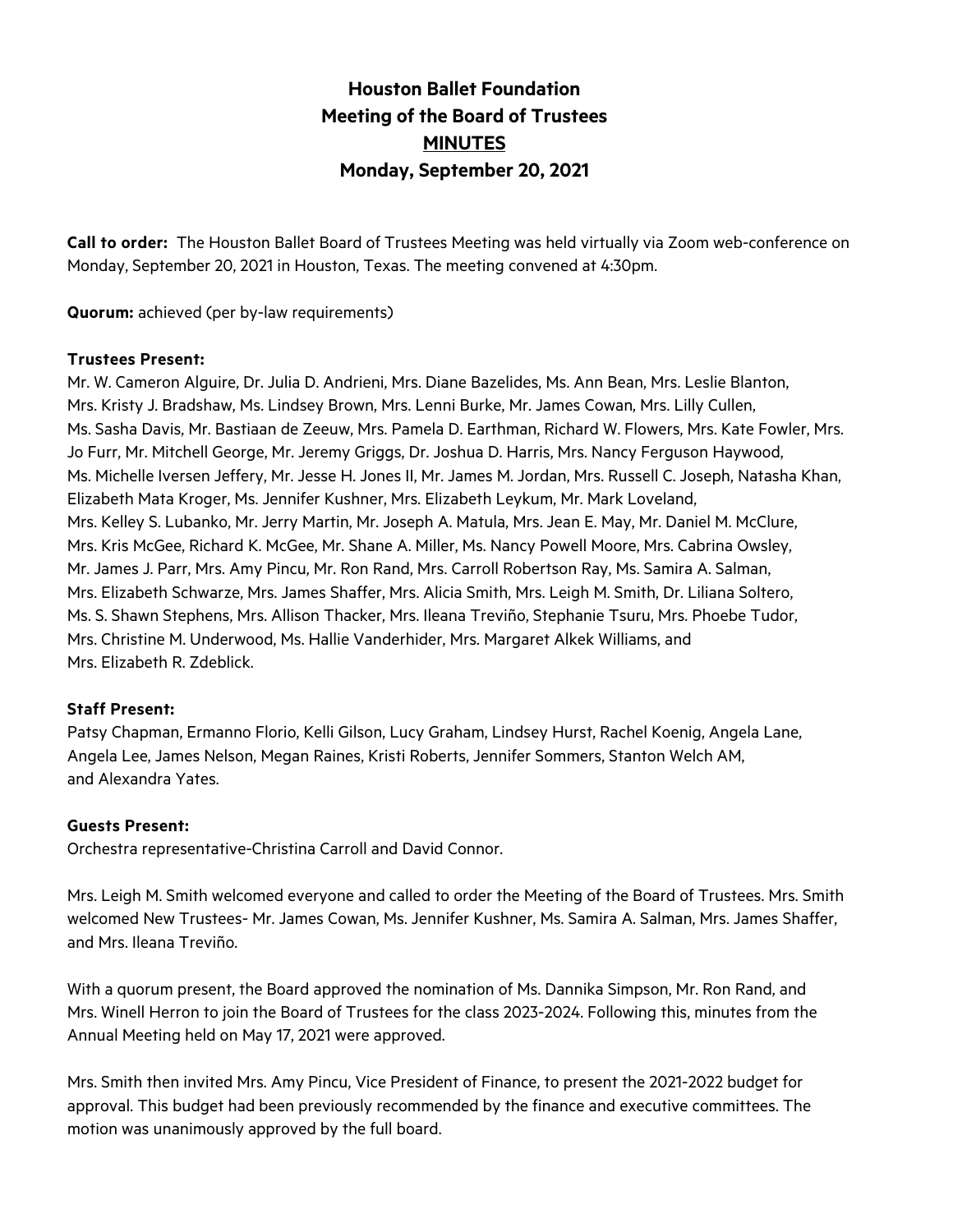# Houston Ballet Foundation
## Meeting of the Board of Trustees
## MINUTES
## Monday, September 20, 2021

**Call to order:** The Houston Ballet Board of Trustees Meeting was held virtually via Zoom web-conference on Monday, September 20, 2021 in Houston, Texas. The meeting convened at 4:30pm.

**Quorum:** achieved (per by-law requirements)

**Trustees Present:**
Mr. W. Cameron Alguire, Dr. Julia D. Andrieni, Mrs. Diane Bazelides, Ms. Ann Bean, Mrs. Leslie Blanton, Mrs. Kristy J. Bradshaw, Ms. Lindsey Brown, Mrs. Lenni Burke, Mr. James Cowan, Mrs. Lilly Cullen, Ms. Sasha Davis, Mr. Bastiaan de Zeeuw, Mrs. Pamela D. Earthman, Richard W. Flowers, Mrs. Kate Fowler, Mrs. Jo Furr, Mr. Mitchell George, Mr. Jeremy Griggs, Dr. Joshua D. Harris, Mrs. Nancy Ferguson Haywood, Ms. Michelle Iversen Jeffery, Mr. Jesse H. Jones II, Mr. James M. Jordan, Mrs. Russell C. Joseph, Natasha Khan, Elizabeth Mata Kroger, Ms. Jennifer Kushner, Mrs. Elizabeth Leykum, Mr. Mark Loveland, Mrs. Kelley S. Lubanko, Mr. Jerry Martin, Mr. Joseph A. Matula, Mrs. Jean E. May, Mr. Daniel M. McClure, Mrs. Kris McGee, Richard K. McGee, Mr. Shane A. Miller, Ms. Nancy Powell Moore, Mrs. Cabrina Owsley, Mr. James J. Parr, Mrs. Amy Pincu, Mr. Ron Rand, Mrs. Carroll Robertson Ray, Ms. Samira A. Salman, Mrs. Elizabeth Schwarze, Mrs. James Shaffer, Mrs. Alicia Smith, Mrs. Leigh M. Smith, Dr. Liliana Soltero, Ms. S. Shawn Stephens, Mrs. Allison Thacker, Mrs. Ileana Treviño, Stephanie Tsuru, Mrs. Phoebe Tudor, Mrs. Christine M. Underwood, Ms. Hallie Vanderhider, Mrs. Margaret Alkek Williams, and Mrs. Elizabeth R. Zdeblick.

**Staff Present:**
Patsy Chapman, Ermanno Florio, Kelli Gilson, Lucy Graham, Lindsey Hurst, Rachel Koenig, Angela Lane, Angela Lee, James Nelson, Megan Raines, Kristi Roberts, Jennifer Sommers, Stanton Welch AM, and Alexandra Yates.

**Guests Present:**
Orchestra representative-Christina Carroll and David Connor.

Mrs. Leigh M. Smith welcomed everyone and called to order the Meeting of the Board of Trustees. Mrs. Smith welcomed New Trustees- Mr. James Cowan, Ms. Jennifer Kushner, Ms. Samira A. Salman, Mrs. James Shaffer, and Mrs. Ileana Treviño.

With a quorum present, the Board approved the nomination of Ms. Dannika Simpson, Mr. Ron Rand, and Mrs. Winell Herron to join the Board of Trustees for the class 2023-2024. Following this, minutes from the Annual Meeting held on May 17, 2021 were approved.

Mrs. Smith then invited Mrs. Amy Pincu, Vice President of Finance, to present the 2021-2022 budget for approval. This budget had been previously recommended by the finance and executive committees. The motion was unanimously approved by the full board.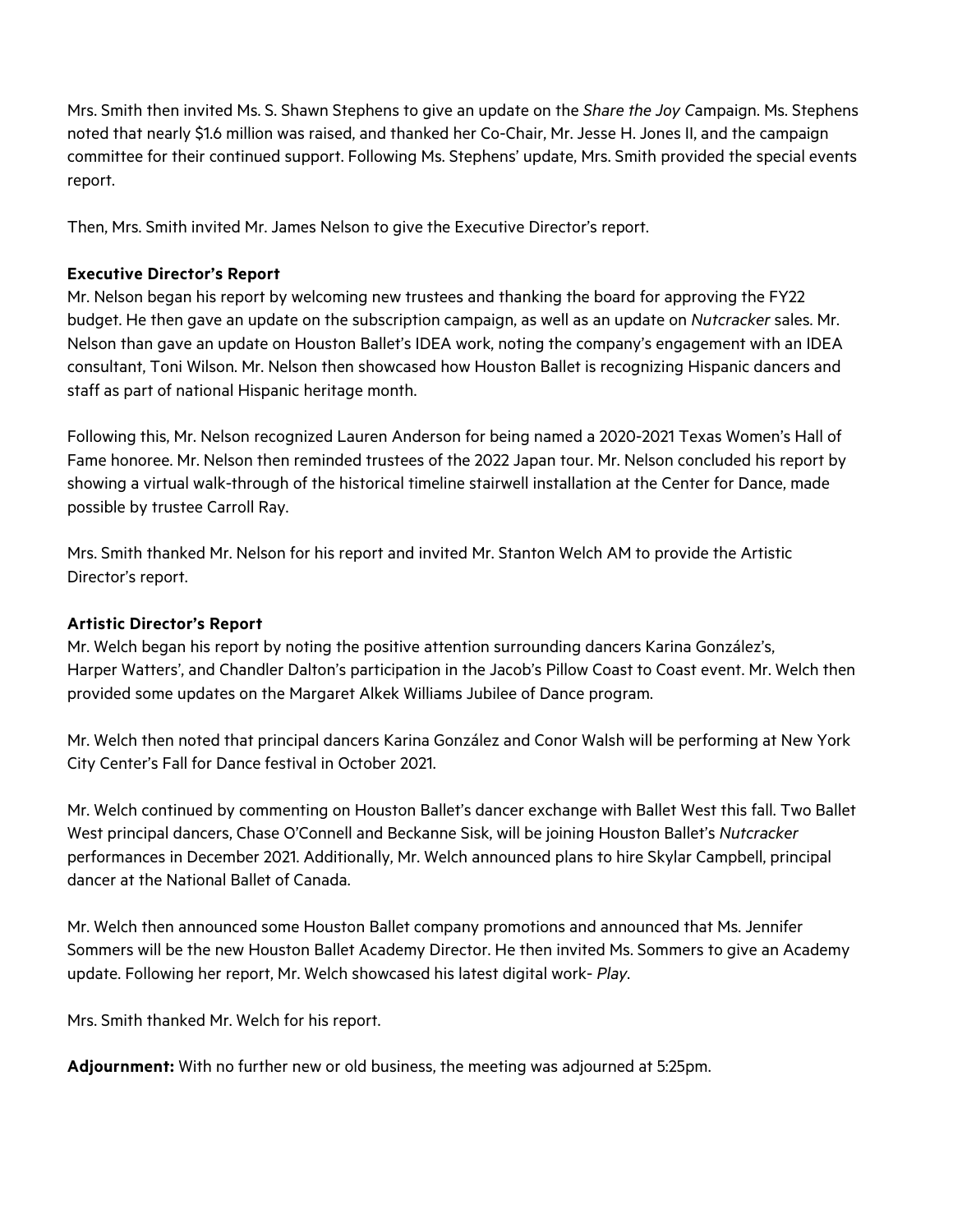Mrs. Smith then invited Ms. S. Shawn Stephens to give an update on the *Share the Joy C*ampaign. Ms. Stephens noted that nearly $1.6 million was raised, and thanked her Co-Chair, Mr. Jesse H. Jones II, and the campaign committee for their continued support. Following Ms. Stephens' update, Mrs. Smith provided the special events report.

Then, Mrs. Smith invited Mr. James Nelson to give the Executive Director's report.

**Executive Director's Report**

Mr. Nelson began his report by welcoming new trustees and thanking the board for approving the FY22 budget. He then gave an update on the subscription campaign, as well as an update on *Nutcracker* sales. Mr. Nelson than gave an update on Houston Ballet's IDEA work, noting the company's engagement with an IDEA consultant, Toni Wilson. Mr. Nelson then showcased how Houston Ballet is recognizing Hispanic dancers and staff as part of national Hispanic heritage month.

Following this, Mr. Nelson recognized Lauren Anderson for being named a 2020-2021 Texas Women's Hall of Fame honoree. Mr. Nelson then reminded trustees of the 2022 Japan tour. Mr. Nelson concluded his report by showing a virtual walk-through of the historical timeline stairwell installation at the Center for Dance, made possible by trustee Carroll Ray.

Mrs. Smith thanked Mr. Nelson for his report and invited Mr. Stanton Welch AM to provide the Artistic Director's report.

**Artistic Director's Report**

Mr. Welch began his report by noting the positive attention surrounding dancers Karina González's, Harper Watters', and Chandler Dalton's participation in the Jacob's Pillow Coast to Coast event. Mr. Welch then provided some updates on the Margaret Alkek Williams Jubilee of Dance program.

Mr. Welch then noted that principal dancers Karina González and Conor Walsh will be performing at New York City Center's Fall for Dance festival in October 2021.

Mr. Welch continued by commenting on Houston Ballet's dancer exchange with Ballet West this fall. Two Ballet West principal dancers, Chase O'Connell and Beckanne Sisk, will be joining Houston Ballet's *Nutcracker* performances in December 2021. Additionally, Mr. Welch announced plans to hire Skylar Campbell, principal dancer at the National Ballet of Canada.

Mr. Welch then announced some Houston Ballet company promotions and announced that Ms. Jennifer Sommers will be the new Houston Ballet Academy Director. He then invited Ms. Sommers to give an Academy update. Following her report, Mr. Welch showcased his latest digital work- *Play*.

Mrs. Smith thanked Mr. Welch for his report.

**Adjournment:** With no further new or old business, the meeting was adjourned at 5:25pm.